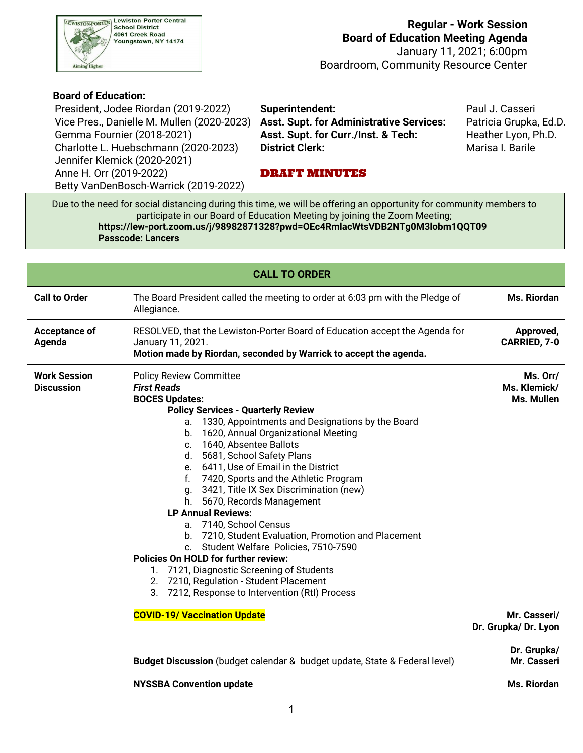Lewiston-Porter Central School District
4061 Creek Road
Youngstown, NY 14174

# Regular - Work Session
## Board of Education Meeting Agenda

January 11, 2021; 6:00pm
Boardroom, Community Resource Center

**Board of Education:**

President, Jodee Riordan (2019-2022)
Vice Pres., Danielle M. Mullen (2020-2023)
Gemma Fournier (2018-2021)
Charlotte L. Huebschmann (2020-2023)
Jennifer Klemick (2020-2021)
Anne H. Orr (2019-2022)
Betty VanDenBosch-Warrick (2019-2022)

| | |
|---|---|
| **Superintendent:** | Paul J. Casseri |
| **Asst. Supt. for Administrative Services:** | Patricia Grupka, Ed.D. |
| **Asst. Supt. for Curr./Inst. & Tech:** | Heather Lyon, Ph.D. |
| **District Clerk:** | Marisa I. Barile |

**DRAFT MINUTES**

Due to the need for social distancing during this time, we will be offering an opportunity for community members to participate in our Board of Education Meeting by joining the Zoom Meeting;
**https://lew-port.zoom.us/j/98982871328?pwd=OEc4RmlacWtsVDB2NTg0M3lobm1QQT09**
**Passcode: Lancers**

| **CALL TO ORDER** | | |
|---|---|---|
| **Call to Order** | The Board President called the meeting to order at 6:03 pm with the Pledge of Allegiance. | **Ms. Riordan** |
| **Acceptance of Agenda** | RESOLVED, that the Lewiston-Porter Board of Education accept the Agenda for January 11, 2021.<br>**Motion made by Riordan, seconded by Warrick to accept the agenda.** | **Approved, CARRIED, 7-0** |
| **Work Session Discussion** | Policy Review Committee<br>***First Reads***<br>**BOCES Updates:**<br>**Policy Services - Quarterly Review**<br>a. 1330, Appointments and Designations by the Board<br>b. 1620, Annual Organizational Meeting<br>c. 1640, Absentee Ballots<br>d. 5681, School Safety Plans<br>e. 6411, Use of Email in the District<br>f. 7420, Sports and the Athletic Program<br>g. 3421, Title IX Sex Discrimination (new)<br>h. 5670, Records Management<br>**LP Annual Reviews:**<br>a. 7140, School Census<br>b. 7210, Student Evaluation, Promotion and Placement<br>c. Student Welfare Policies, 7510-7590<br>**Policies On HOLD for further review:**<br>1. 7121, Diagnostic Screening of Students<br>2. 7210, Regulation - Student Placement<br>3. 7212, Response to Intervention (RtI) Process | **Ms. Orr/ Ms. Klemick/ Ms. Mullen** |
| | **COVID-19/ Vaccination Update** | **Mr. Casseri/ Dr. Grupka/ Dr. Lyon** |
| | **Budget Discussion** (budget calendar & budget update, State & Federal level) | **Dr. Grupka/ Mr. Casseri** |
| | **NYSSBA Convention update** | **Ms. Riordan** |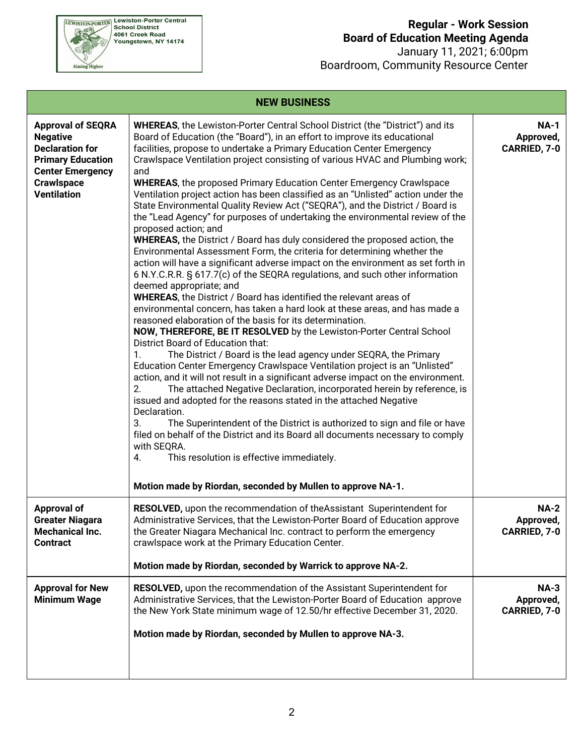**Regular - Work Session**
**Board of Education Meeting Agenda**
January 11, 2021; 6:00pm
Boardroom, Community Resource Center

| NEW BUSINESS | | |
|---|---|---|
| **Approval of SEQRA Negative Declaration for Primary Education Center Emergency Crawlspace Ventilation** | **WHEREAS**, the Lewiston-Porter Central School District (the "District") and its Board of Education (the "Board"), in an effort to improve its educational facilities, propose to undertake a Primary Education Center Emergency Crawlspace Ventilation project consisting of various HVAC and Plumbing work; and<br>**WHEREAS**, the proposed Primary Education Center Emergency Crawlspace Ventilation project action has been classified as an "Unlisted" action under the State Environmental Quality Review Act ("SEQRA"), and the District / Board is the "Lead Agency" for purposes of undertaking the environmental review of the proposed action; and<br>**WHEREAS,** the District / Board has duly considered the proposed action, the Environmental Assessment Form, the criteria for determining whether the action will have a significant adverse impact on the environment as set forth in 6 N.Y.C.R.R. § 617.7(c) of the SEQRA regulations, and such other information deemed appropriate; and<br>**WHEREAS**, the District / Board has identified the relevant areas of environmental concern, has taken a hard look at these areas, and has made a reasoned elaboration of the basis for its determination.<br>**NOW, THEREFORE, BE IT RESOLVED** by the Lewiston-Porter Central School District Board of Education that:<br>1. The District / Board is the lead agency under SEQRA, the Primary Education Center Emergency Crawlspace Ventilation project is an "Unlisted" action, and it will not result in a significant adverse impact on the environment.<br>2. The attached Negative Declaration, incorporated herein by reference, is issued and adopted for the reasons stated in the attached Negative Declaration.<br>3. The Superintendent of the District is authorized to sign and file or have filed on behalf of the District and its Board all documents necessary to comply with SEQRA.<br>4. This resolution is effective immediately.<br><br>**Motion made by Riordan, seconded by Mullen to approve NA-1.** | **NA-1 Approved, CARRIED, 7-0** |
| **Approval of Greater Niagara Mechanical Inc. Contract** | **RESOLVED,** upon the recommendation of theAssistant Superintendent for Administrative Services, that the Lewiston-Porter Board of Education approve the Greater Niagara Mechanical Inc. contract to perform the emergency crawlspace work at the Primary Education Center.<br><br>**Motion made by Riordan, seconded by Warrick to approve NA-2.** | **NA-2 Approved, CARRIED, 7-0** |
| **Approval for New Minimum Wage** | **RESOLVED,** upon the recommendation of the Assistant Superintendent for Administrative Services, that the Lewiston-Porter Board of Education approve the New York State minimum wage of 12.50/hr effective December 31, 2020.<br><br>**Motion made by Riordan, seconded by Mullen to approve NA-3.** | **NA-3 Approved, CARRIED, 7-0** |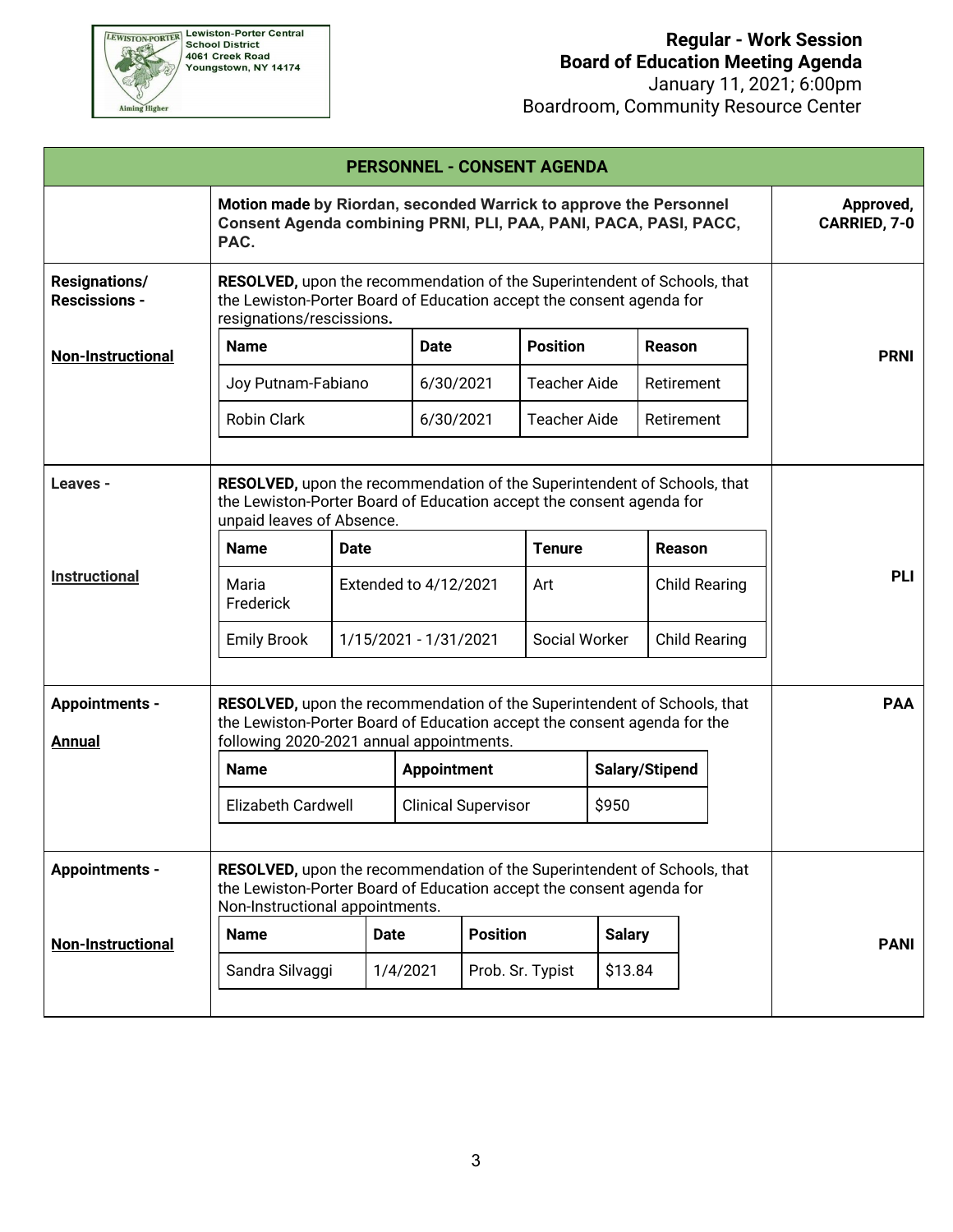Lewiston-Porter Central School District
4061 Creek Road
Youngstown, NY 14174

**Regular - Work Session**
**Board of Education Meeting Agenda**
January 11, 2021; 6:00pm
Boardroom, Community Resource Center

## PERSONNEL - CONSENT AGENDA

**Motion made by Riordan, seconded Warrick to approve the Personnel Consent Agenda combining PRNI, PLI, PAA, PANI, PACA, PASI, PACC, PAC.**

**Approved, CARRIED, 7-0**

### Resignations/ Rescissions - Non-Instructional (PRNI)

**RESOLVED,** upon the recommendation of the Superintendent of Schools, that the Lewiston-Porter Board of Education accept the consent agenda for resignations/rescissions**.**

| Name | Date | Position | Reason |
|---|---|---|---|
| Joy Putnam-Fabiano | 6/30/2021 | Teacher Aide | Retirement |
| Robin Clark | 6/30/2021 | Teacher Aide | Retirement |

### Leaves - Instructional (PLI)

**RESOLVED,** upon the recommendation of the Superintendent of Schools, that the Lewiston-Porter Board of Education accept the consent agenda for unpaid leaves of Absence.

| Name | Date | Tenure | Reason |
|---|---|---|---|
| Maria Frederick | Extended to 4/12/2021 | Art | Child Rearing |
| Emily Brook | 1/15/2021 - 1/31/2021 | Social Worker | Child Rearing |

### Appointments - Annual (PAA)

**RESOLVED,** upon the recommendation of the Superintendent of Schools, that the Lewiston-Porter Board of Education accept the consent agenda for the following 2020-2021 annual appointments.

| Name | Appointment | Salary/Stipend |
|---|---|---|
| Elizabeth Cardwell | Clinical Supervisor | $950 |

### Appointments - Non-Instructional (PANI)

**RESOLVED,** upon the recommendation of the Superintendent of Schools, that the Lewiston-Porter Board of Education accept the consent agenda for Non-Instructional appointments.

| Name | Date | Position | Salary |
|---|---|---|---|
| Sandra Silvaggi | 1/4/2021 | Prob. Sr. Typist | $13.84 |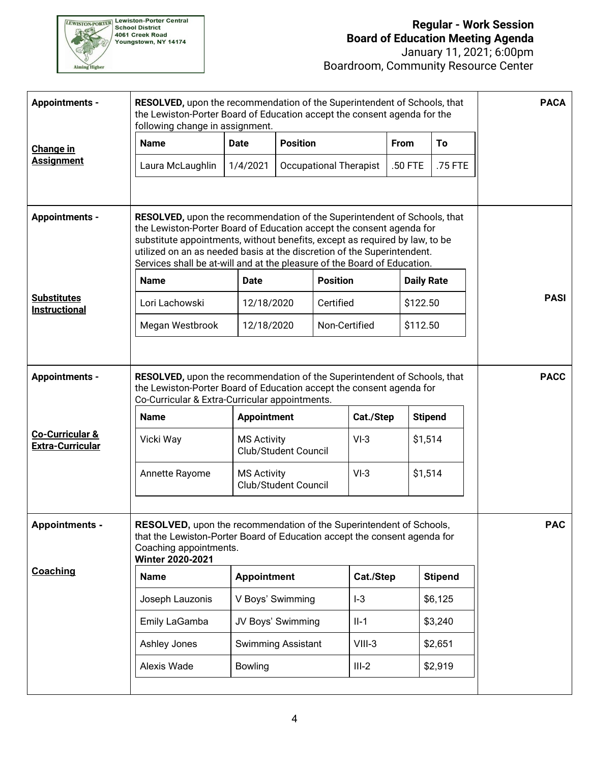**Lewiston-Porter Central School District**
**4061 Creek Road**
**Youngstown, NY 14174**

# Regular - Work Session Board of Education Meeting Agenda

January 11, 2021; 6:00pm
Boardroom, Community Resource Center

**Appointments - Change in Assignment** — **PACA**

**RESOLVED,** upon the recommendation of the Superintendent of Schools, that the Lewiston-Porter Board of Education accept the consent agenda for the following change in assignment.

| Name | Date | Position | From | To |
|---|---|---|---|---|
| Laura McLaughlin | 1/4/2021 | Occupational Therapist | .50 FTE | .75 FTE |

**Appointments - Substitutes Instructional** — **PASI**

**RESOLVED,** upon the recommendation of the Superintendent of Schools, that the Lewiston-Porter Board of Education accept the consent agenda for substitute appointments, without benefits, except as required by law, to be utilized on an as needed basis at the discretion of the Superintendent. Services shall be at-will and at the pleasure of the Board of Education.

| Name | Date | Position | Daily Rate |
|---|---|---|---|
| Lori Lachowski | 12/18/2020 | Certified | $122.50 |
| Megan Westbrook | 12/18/2020 | Non-Certified | $112.50 |

**Appointments - Co-Curricular & Extra-Curricular** — **PACC**

**RESOLVED,** upon the recommendation of the Superintendent of Schools, that the Lewiston-Porter Board of Education accept the consent agenda for Co-Curricular & Extra-Curricular appointments.

| Name | Appointment | Cat./Step | Stipend |
|---|---|---|---|
| Vicki Way | MS Activity Club/Student Council | VI-3 | $1,514 |
| Annette Rayome | MS Activity Club/Student Council | VI-3 | $1,514 |

**Appointments - Coaching** — **PAC**

**RESOLVED,** upon the recommendation of the Superintendent of Schools, that the Lewiston-Porter Board of Education accept the consent agenda for Coaching appointments.

**Winter 2020-2021**

| Name | Appointment | Cat./Step | Stipend |
|---|---|---|---|
| Joseph Lauzonis | V Boys' Swimming | I-3 | $6,125 |
| Emily LaGamba | JV Boys' Swimming | II-1 | $3,240 |
| Ashley Jones | Swimming Assistant | VIII-3 | $2,651 |
| Alexis Wade | Bowling | III-2 | $2,919 |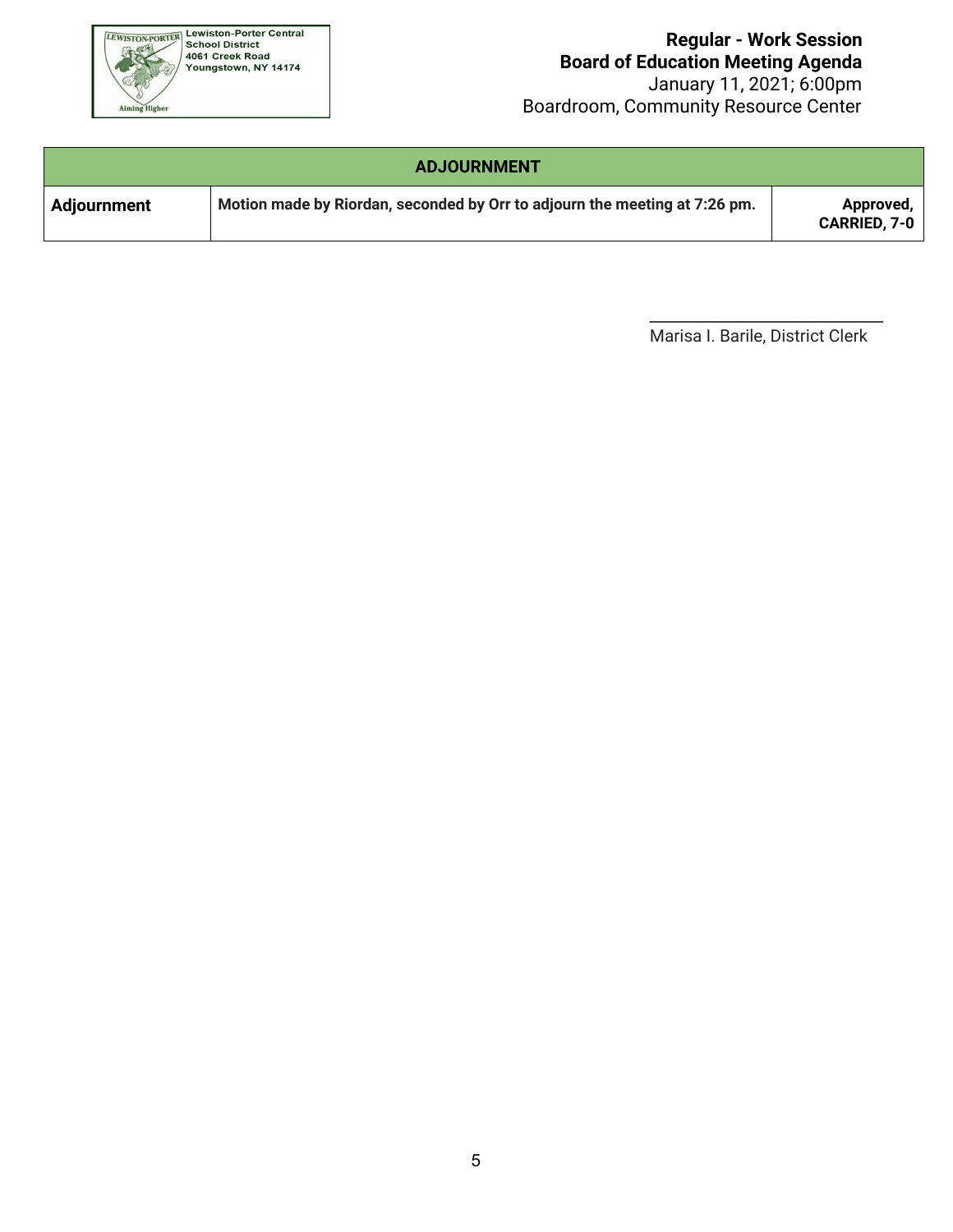Lewiston-Porter Central School District
4061 Creek Road
Youngstown, NY 14174

**Regular - Work Session**
**Board of Education Meeting Agenda**
January 11, 2021; 6:00pm
Boardroom, Community Resource Center

| ADJOURNMENT | | |
|---|---|---|
| **Adjournment** | **Motion made by Riordan, seconded by Orr to adjourn the meeting at 7:26 pm.** | **Approved, CARRIED, 7-0** |

\_\_\_\_\_\_\_\_\_\_\_\_\_\_\_\_\_\_\_\_\_\_\_\_\_\_\_\_
Marisa I. Barile, District Clerk